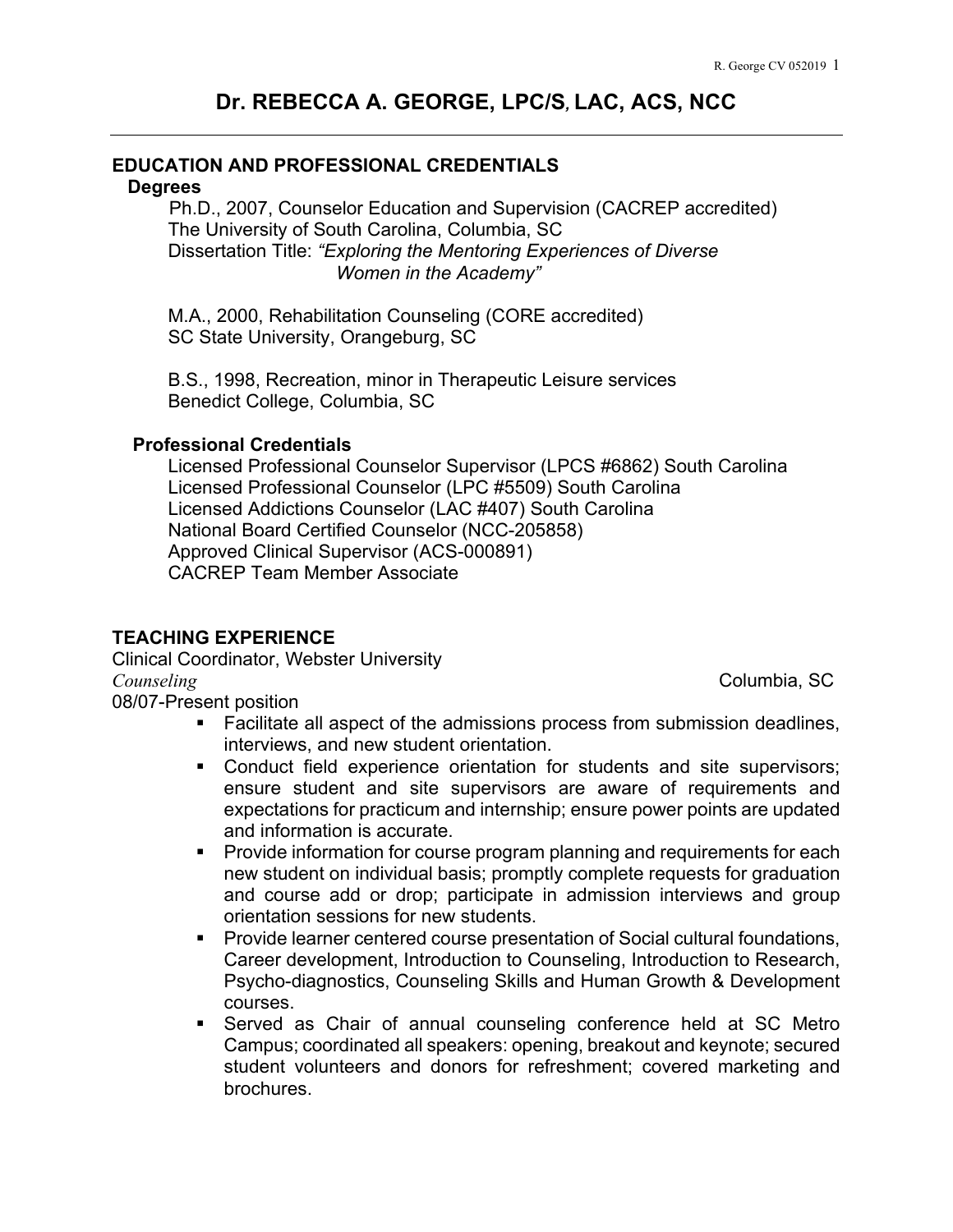# Dr. REBECCA A. GEORGE, LPC/S, LAC, ACS, NCC

## EDUCATION AND PROFESSIONAL CREDENTIALS

### Degrees

Ph.D., 2007, Counselor Education and Supervision (CACREP accredited)
The University of South Carolina, Columbia, SC
Dissertation Title: *"Exploring the Mentoring Experiences of Diverse Women in the Academy"*

M.A., 2000, Rehabilitation Counseling (CORE accredited)
SC State University, Orangeburg, SC

B.S., 1998, Recreation, minor in Therapeutic Leisure services
Benedict College, Columbia, SC

### Professional Credentials

Licensed Professional Counselor Supervisor (LPCS #6862) South Carolina
Licensed Professional Counselor (LPC #5509) South Carolina
Licensed Addictions Counselor (LAC #407) South Carolina
National Board Certified Counselor (NCC-205858)
Approved Clinical Supervisor (ACS-000891)
CACREP Team Member Associate

## TEACHING EXPERIENCE

Clinical Coordinator, Webster University
*Counseling* — Columbia, SC
08/07-Present position

- Facilitate all aspect of the admissions process from submission deadlines, interviews, and new student orientation.
- Conduct field experience orientation for students and site supervisors; ensure student and site supervisors are aware of requirements and expectations for practicum and internship; ensure power points are updated and information is accurate.
- Provide information for course program planning and requirements for each new student on individual basis; promptly complete requests for graduation and course add or drop; participate in admission interviews and group orientation sessions for new students.
- Provide learner centered course presentation of Social cultural foundations, Career development, Introduction to Counseling, Introduction to Research, Psycho-diagnostics, Counseling Skills and Human Growth & Development courses.
- Served as Chair of annual counseling conference held at SC Metro Campus; coordinated all speakers: opening, breakout and keynote; secured student volunteers and donors for refreshment; covered marketing and brochures.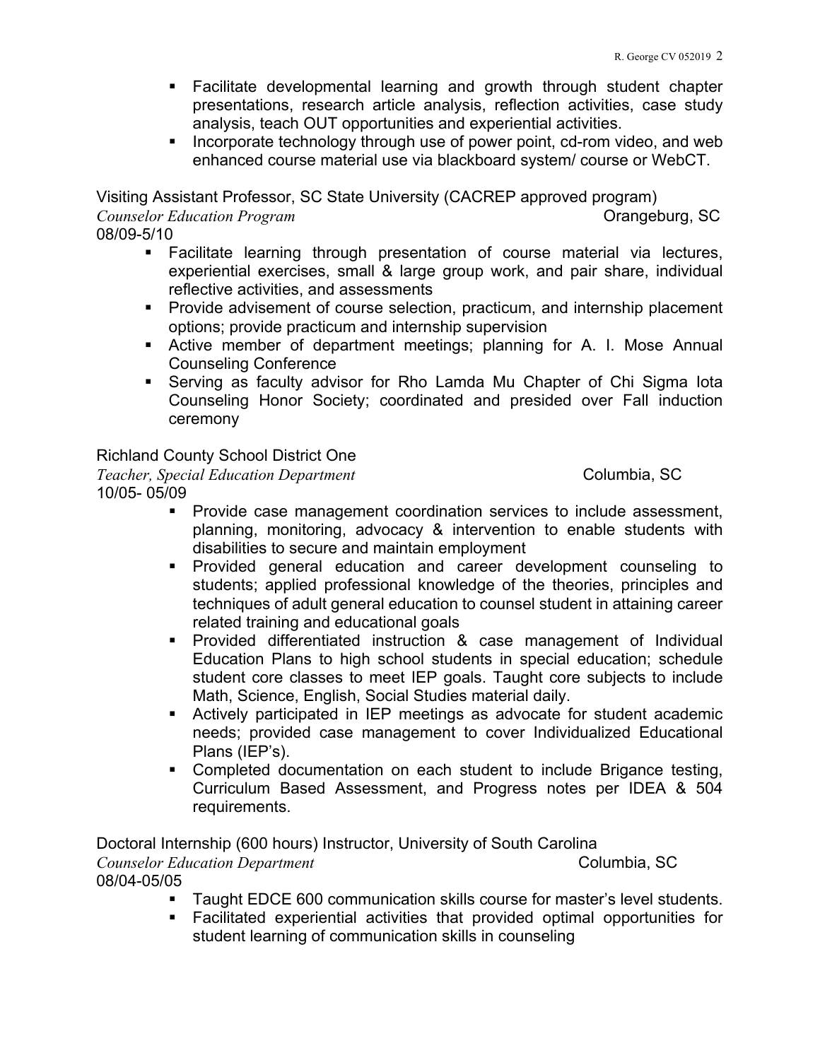- Facilitate developmental learning and growth through student chapter presentations, research article analysis, reflection activities, case study analysis, teach OUT opportunities and experiential activities.
- Incorporate technology through use of power point, cd-rom video, and web enhanced course material use via blackboard system/ course or WebCT.

Visiting Assistant Professor, SC State University (CACREP approved program)
*Counselor Education Program* Orangeburg, SC
08/09-5/10

- Facilitate learning through presentation of course material via lectures, experiential exercises, small & large group work, and pair share, individual reflective activities, and assessments
- Provide advisement of course selection, practicum, and internship placement options; provide practicum and internship supervision
- Active member of department meetings; planning for A. I. Mose Annual Counseling Conference
- Serving as faculty advisor for Rho Lamda Mu Chapter of Chi Sigma Iota Counseling Honor Society; coordinated and presided over Fall induction ceremony

Richland County School District One
*Teacher, Special Education Department* Columbia, SC
10/05- 05/09

- Provide case management coordination services to include assessment, planning, monitoring, advocacy & intervention to enable students with disabilities to secure and maintain employment
- Provided general education and career development counseling to students; applied professional knowledge of the theories, principles and techniques of adult general education to counsel student in attaining career related training and educational goals
- Provided differentiated instruction & case management of Individual Education Plans to high school students in special education; schedule student core classes to meet IEP goals. Taught core subjects to include Math, Science, English, Social Studies material daily.
- Actively participated in IEP meetings as advocate for student academic needs; provided case management to cover Individualized Educational Plans (IEP's).
- Completed documentation on each student to include Brigance testing, Curriculum Based Assessment, and Progress notes per IDEA & 504 requirements.

Doctoral Internship (600 hours) Instructor, University of South Carolina
*Counselor Education Department* Columbia, SC
08/04-05/05

- Taught EDCE 600 communication skills course for master's level students.
- Facilitated experiential activities that provided optimal opportunities for student learning of communication skills in counseling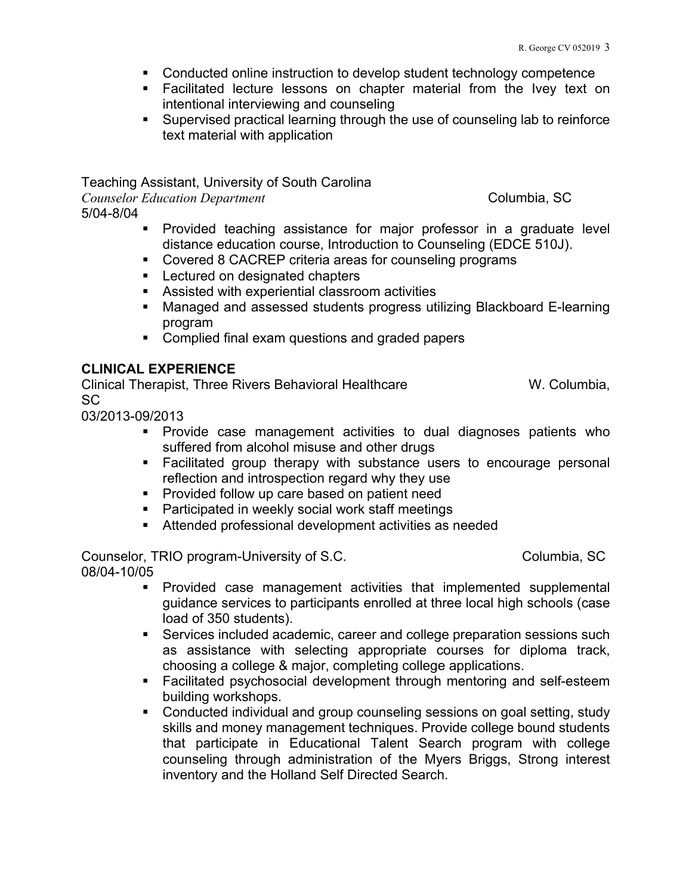- Conducted online instruction to develop student technology competence
- Facilitated lecture lessons on chapter material from the Ivey text on intentional interviewing and counseling
- Supervised practical learning through the use of counseling lab to reinforce text material with application

Teaching Assistant, University of South Carolina
*Counselor Education Department* Columbia, SC
5/04-8/04

- Provided teaching assistance for major professor in a graduate level distance education course, Introduction to Counseling (EDCE 510J).
- Covered 8 CACREP criteria areas for counseling programs
- Lectured on designated chapters
- Assisted with experiential classroom activities
- Managed and assessed students progress utilizing Blackboard E-learning program
- Complied final exam questions and graded papers

**CLINICAL EXPERIENCE**

Clinical Therapist, Three Rivers Behavioral Healthcare W. Columbia, SC
03/2013-09/2013

- Provide case management activities to dual diagnoses patients who suffered from alcohol misuse and other drugs
- Facilitated group therapy with substance users to encourage personal reflection and introspection regard why they use
- Provided follow up care based on patient need
- Participated in weekly social work staff meetings
- Attended professional development activities as needed

Counselor, TRIO program-University of S.C. Columbia, SC
08/04-10/05

- Provided case management activities that implemented supplemental guidance services to participants enrolled at three local high schools (case load of 350 students).
- Services included academic, career and college preparation sessions such as assistance with selecting appropriate courses for diploma track, choosing a college & major, completing college applications.
- Facilitated psychosocial development through mentoring and self-esteem building workshops.
- Conducted individual and group counseling sessions on goal setting, study skills and money management techniques. Provide college bound students that participate in Educational Talent Search program with college counseling through administration of the Myers Briggs, Strong interest inventory and the Holland Self Directed Search.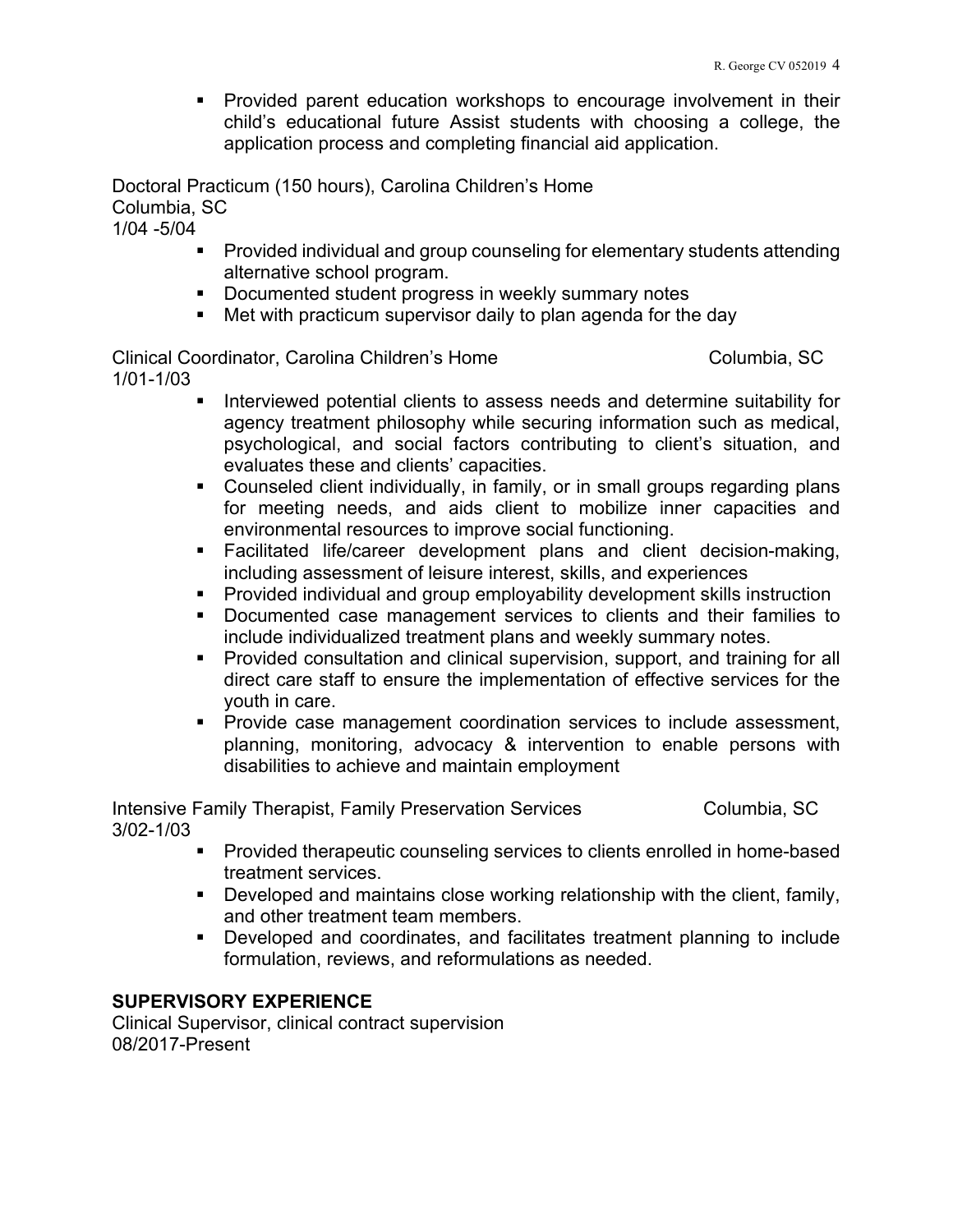- Provided parent education workshops to encourage involvement in their child's educational future Assist students with choosing a college, the application process and completing financial aid application.

Doctoral Practicum (150 hours), Carolina Children's Home
Columbia, SC
1/04 -5/04

- Provided individual and group counseling for elementary students attending alternative school program.
- Documented student progress in weekly summary notes
- Met with practicum supervisor daily to plan agenda for the day

Clinical Coordinator, Carolina Children's Home Columbia, SC
1/01-1/03

- Interviewed potential clients to assess needs and determine suitability for agency treatment philosophy while securing information such as medical, psychological, and social factors contributing to client's situation, and evaluates these and clients' capacities.
- Counseled client individually, in family, or in small groups regarding plans for meeting needs, and aids client to mobilize inner capacities and environmental resources to improve social functioning.
- Facilitated life/career development plans and client decision-making, including assessment of leisure interest, skills, and experiences
- Provided individual and group employability development skills instruction
- Documented case management services to clients and their families to include individualized treatment plans and weekly summary notes.
- Provided consultation and clinical supervision, support, and training for all direct care staff to ensure the implementation of effective services for the youth in care.
- Provide case management coordination services to include assessment, planning, monitoring, advocacy & intervention to enable persons with disabilities to achieve and maintain employment

Intensive Family Therapist, Family Preservation Services Columbia, SC
3/02-1/03

- Provided therapeutic counseling services to clients enrolled in home-based treatment services.
- Developed and maintains close working relationship with the client, family, and other treatment team members.
- Developed and coordinates, and facilitates treatment planning to include formulation, reviews, and reformulations as needed.

## SUPERVISORY EXPERIENCE

Clinical Supervisor, clinical contract supervision
08/2017-Present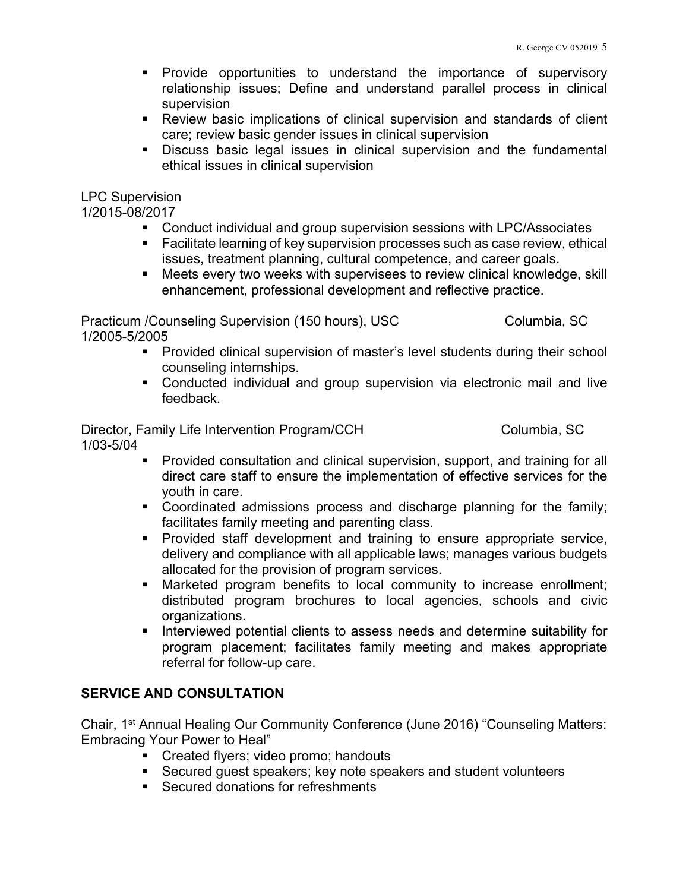- Provide opportunities to understand the importance of supervisory relationship issues; Define and understand parallel process in clinical supervision
- Review basic implications of clinical supervision and standards of client care; review basic gender issues in clinical supervision
- Discuss basic legal issues in clinical supervision and the fundamental ethical issues in clinical supervision

LPC Supervision
1/2015-08/2017

- Conduct individual and group supervision sessions with LPC/Associates
- Facilitate learning of key supervision processes such as case review, ethical issues, treatment planning, cultural competence, and career goals.
- Meets every two weeks with supervisees to review clinical knowledge, skill enhancement, professional development and reflective practice.

Practicum /Counseling Supervision (150 hours), USC Columbia, SC
1/2005-5/2005

- Provided clinical supervision of master's level students during their school counseling internships.
- Conducted individual and group supervision via electronic mail and live feedback.

Director, Family Life Intervention Program/CCH Columbia, SC
1/03-5/04

- Provided consultation and clinical supervision, support, and training for all direct care staff to ensure the implementation of effective services for the youth in care.
- Coordinated admissions process and discharge planning for the family; facilitates family meeting and parenting class.
- Provided staff development and training to ensure appropriate service, delivery and compliance with all applicable laws; manages various budgets allocated for the provision of program services.
- Marketed program benefits to local community to increase enrollment; distributed program brochures to local agencies, schools and civic organizations.
- Interviewed potential clients to assess needs and determine suitability for program placement; facilitates family meeting and makes appropriate referral for follow-up care.

## SERVICE AND CONSULTATION

Chair, 1st Annual Healing Our Community Conference (June 2016) "Counseling Matters: Embracing Your Power to Heal"

- Created flyers; video promo; handouts
- Secured guest speakers; key note speakers and student volunteers
- Secured donations for refreshments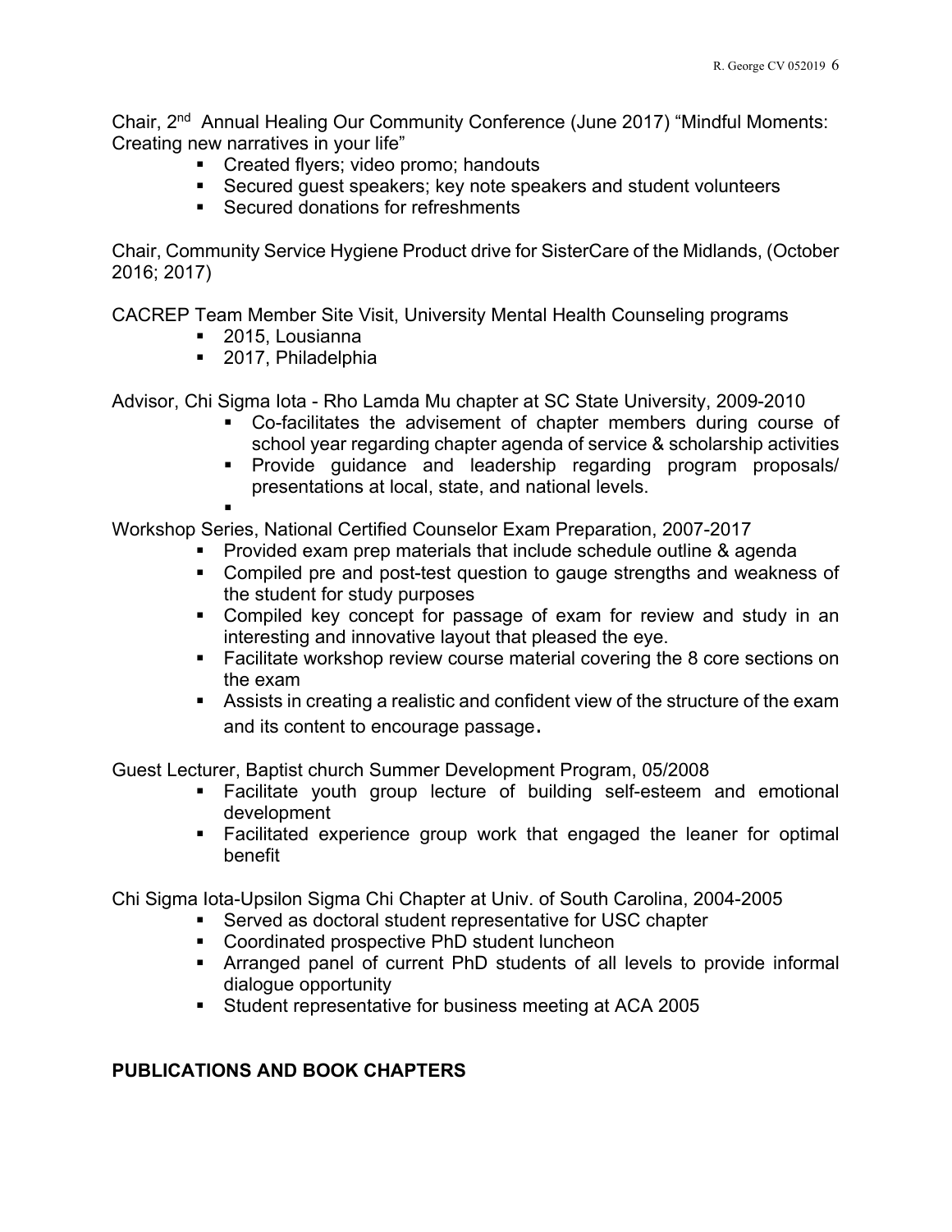Chair, 2nd Annual Healing Our Community Conference (June 2017) "Mindful Moments: Creating new narratives in your life"

- Created flyers; video promo; handouts
- Secured guest speakers; key note speakers and student volunteers
- Secured donations for refreshments

Chair, Community Service Hygiene Product drive for SisterCare of the Midlands, (October 2016; 2017)

CACREP Team Member Site Visit, University Mental Health Counseling programs

- 2015, Lousianna
- 2017, Philadelphia

Advisor, Chi Sigma Iota - Rho Lamda Mu chapter at SC State University, 2009-2010

- Co-facilitates the advisement of chapter members during course of school year regarding chapter agenda of service & scholarship activities
- Provide guidance and leadership regarding program proposals/ presentations at local, state, and national levels.

Workshop Series, National Certified Counselor Exam Preparation, 2007-2017

- Provided exam prep materials that include schedule outline & agenda
- Compiled pre and post-test question to gauge strengths and weakness of the student for study purposes
- Compiled key concept for passage of exam for review and study in an interesting and innovative layout that pleased the eye.
- Facilitate workshop review course material covering the 8 core sections on the exam
- Assists in creating a realistic and confident view of the structure of the exam and its content to encourage passage.

Guest Lecturer, Baptist church Summer Development Program, 05/2008

- Facilitate youth group lecture of building self-esteem and emotional development
- Facilitated experience group work that engaged the leaner for optimal benefit

Chi Sigma Iota-Upsilon Sigma Chi Chapter at Univ. of South Carolina, 2004-2005

- Served as doctoral student representative for USC chapter
- Coordinated prospective PhD student luncheon
- Arranged panel of current PhD students of all levels to provide informal dialogue opportunity
- Student representative for business meeting at ACA 2005

## PUBLICATIONS AND BOOK CHAPTERS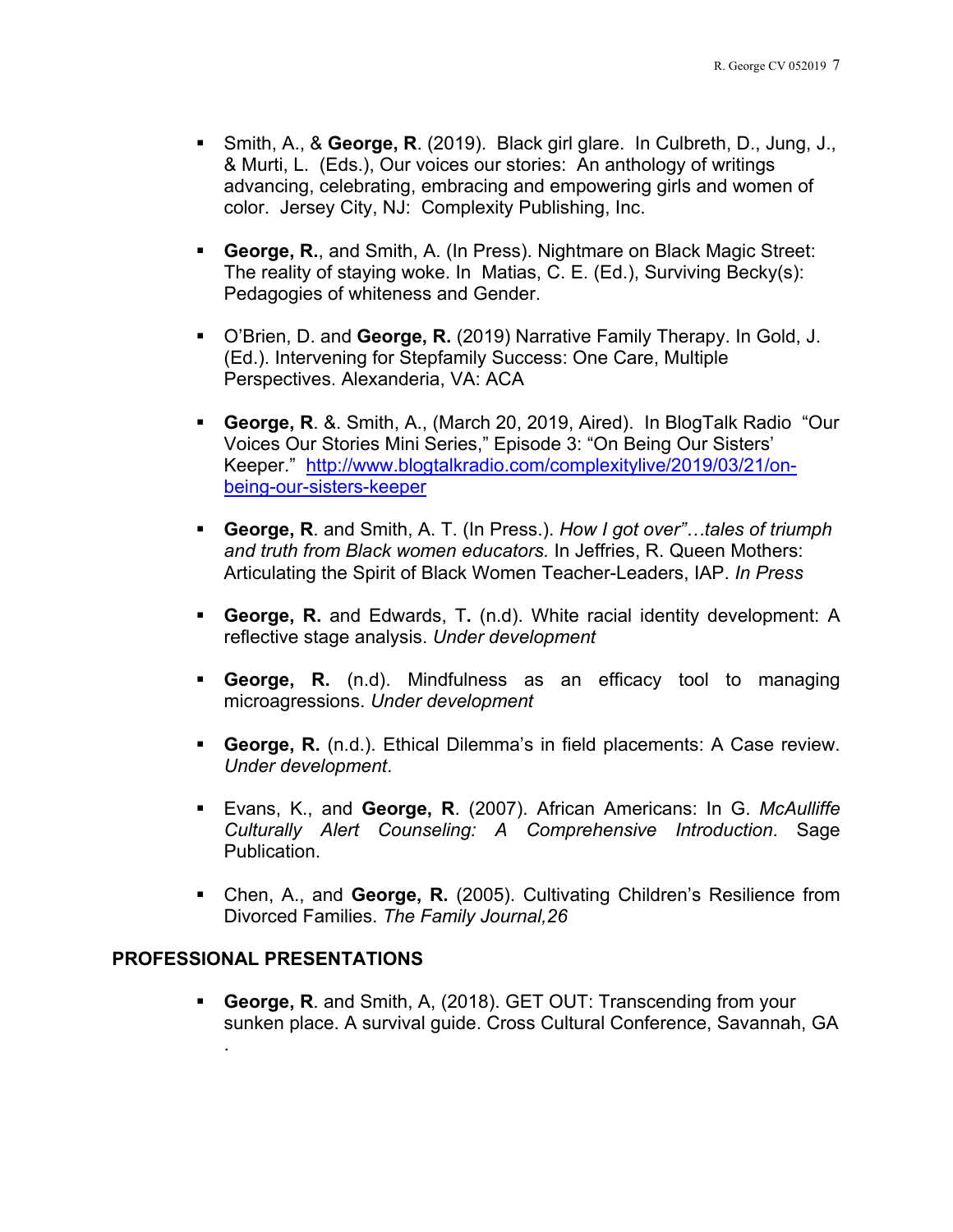- Smith, A., & **George, R**. (2019). Black girl glare. In Culbreth, D., Jung, J., & Murti, L. (Eds.), Our voices our stories: An anthology of writings advancing, celebrating, embracing and empowering girls and women of color. Jersey City, NJ: Complexity Publishing, Inc.

- **George, R.**, and Smith, A. (In Press). Nightmare on Black Magic Street: The reality of staying woke. In Matias, C. E. (Ed.), Surviving Becky(s): Pedagogies of whiteness and Gender.

- O'Brien, D. and **George, R.** (2019) Narrative Family Therapy. In Gold, J. (Ed.). Intervening for Stepfamily Success: One Care, Multiple Perspectives. Alexanderia, VA: ACA

- **George, R**. &. Smith, A., (March 20, 2019, Aired). In BlogTalk Radio "Our Voices Our Stories Mini Series," Episode 3: "On Being Our Sisters' Keeper." [http://www.blogtalkradio.com/complexitylive/2019/03/21/on-being-our-sisters-keeper](http://www.blogtalkradio.com/complexitylive/2019/03/21/on-being-our-sisters-keeper)

- **George, R**. and Smith, A. T. (In Press.). *How I got over"…tales of triumph and truth from Black women educators.* In Jeffries, R. Queen Mothers: Articulating the Spirit of Black Women Teacher-Leaders, IAP. *In Press*

- **George, R.** and Edwards, T**.** (n.d). White racial identity development: A reflective stage analysis. *Under development*

- **George, R.** (n.d). Mindfulness as an efficacy tool to managing microagressions. *Under development*

- **George, R.** (n.d.). Ethical Dilemma's in field placements: A Case review. *Under development*.

- Evans, K., and **George, R**. (2007). African Americans: In G. *McAulliffe Culturally Alert Counseling: A Comprehensive Introduction*. Sage Publication.

- Chen, A., and **George, R.** (2005). Cultivating Children's Resilience from Divorced Families. *The Family Journal,26*

## PROFESSIONAL PRESENTATIONS

- **George, R**. and Smith, A, (2018). GET OUT: Transcending from your sunken place. A survival guide. Cross Cultural Conference, Savannah, GA .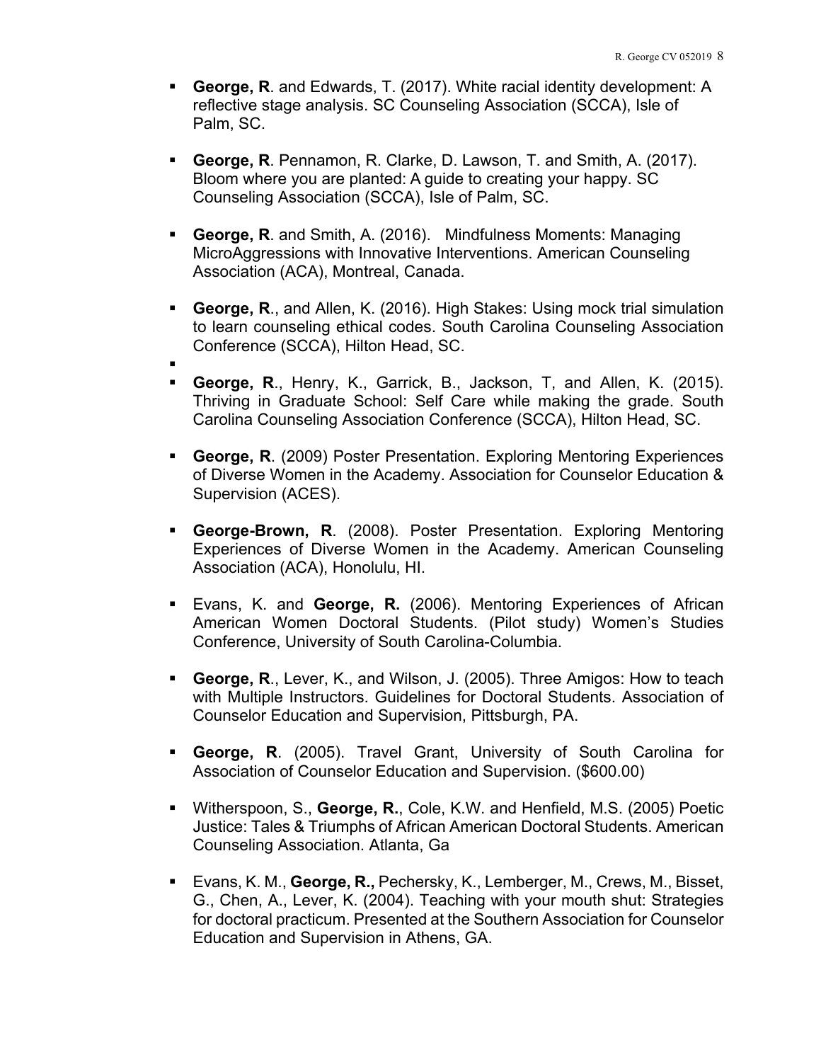- **George, R**. and Edwards, T. (2017). White racial identity development: A reflective stage analysis. SC Counseling Association (SCCA), Isle of Palm, SC.

- **George, R**. Pennamon, R. Clarke, D. Lawson, T. and Smith, A. (2017). Bloom where you are planted: A guide to creating your happy. SC Counseling Association (SCCA), Isle of Palm, SC.

- **George, R**. and Smith, A. (2016). Mindfulness Moments: Managing MicroAggressions with Innovative Interventions. American Counseling Association (ACA), Montreal, Canada.

- **George, R**., and Allen, K. (2016). High Stakes: Using mock trial simulation to learn counseling ethical codes. South Carolina Counseling Association Conference (SCCA), Hilton Head, SC.

- 

- **George, R**., Henry, K., Garrick, B., Jackson, T, and Allen, K. (2015). Thriving in Graduate School: Self Care while making the grade. South Carolina Counseling Association Conference (SCCA), Hilton Head, SC.

- **George, R**. (2009) Poster Presentation. Exploring Mentoring Experiences of Diverse Women in the Academy. Association for Counselor Education & Supervision (ACES).

- **George-Brown, R**. (2008). Poster Presentation. Exploring Mentoring Experiences of Diverse Women in the Academy. American Counseling Association (ACA), Honolulu, HI.

- Evans, K. and **George, R.** (2006). Mentoring Experiences of African American Women Doctoral Students. (Pilot study) Women's Studies Conference, University of South Carolina-Columbia.

- **George, R**., Lever, K., and Wilson, J. (2005). Three Amigos: How to teach with Multiple Instructors. Guidelines for Doctoral Students. Association of Counselor Education and Supervision, Pittsburgh, PA.

- **George, R**. (2005). Travel Grant, University of South Carolina for Association of Counselor Education and Supervision. ($600.00)

- Witherspoon, S., **George, R.**, Cole, K.W. and Henfield, M.S. (2005) Poetic Justice: Tales & Triumphs of African American Doctoral Students. American Counseling Association. Atlanta, Ga

- Evans, K. M., **George, R.,** Pechersky, K., Lemberger, M., Crews, M., Bisset, G., Chen, A., Lever, K. (2004). Teaching with your mouth shut: Strategies for doctoral practicum. Presented at the Southern Association for Counselor Education and Supervision in Athens, GA.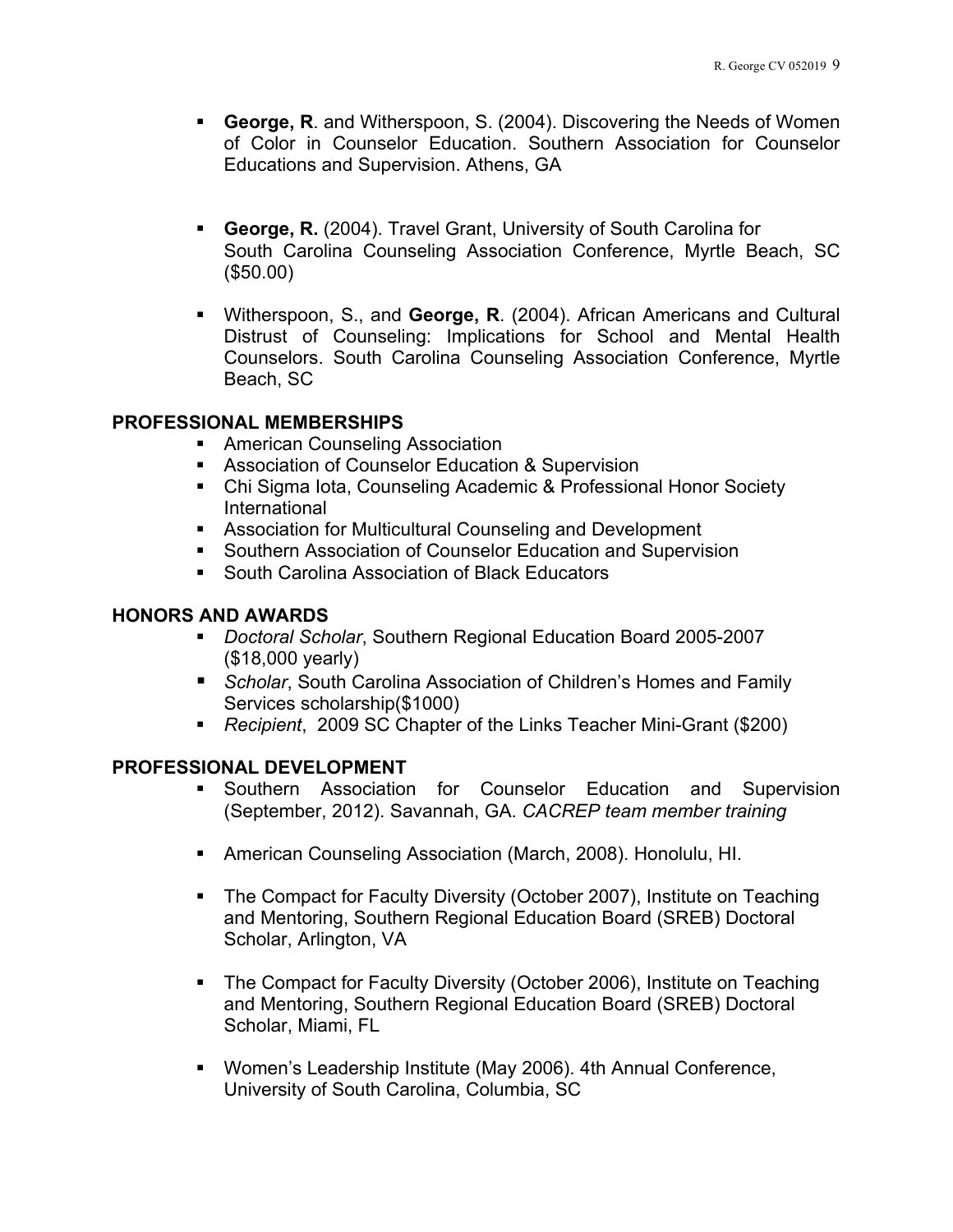- **George, R**. and Witherspoon, S. (2004). Discovering the Needs of Women of Color in Counselor Education. Southern Association for Counselor Educations and Supervision. Athens, GA

- **George, R.** (2004). Travel Grant, University of South Carolina for South Carolina Counseling Association Conference, Myrtle Beach, SC ($50.00)

- Witherspoon, S., and **George, R**. (2004). African Americans and Cultural Distrust of Counseling: Implications for School and Mental Health Counselors. South Carolina Counseling Association Conference, Myrtle Beach, SC

## PROFESSIONAL MEMBERSHIPS

- American Counseling Association
- Association of Counselor Education & Supervision
- Chi Sigma Iota, Counseling Academic & Professional Honor Society International
- Association for Multicultural Counseling and Development
- Southern Association of Counselor Education and Supervision
- South Carolina Association of Black Educators

## HONORS AND AWARDS

- *Doctoral Scholar*, Southern Regional Education Board 2005-2007 ($18,000 yearly)
- *Scholar*, South Carolina Association of Children's Homes and Family Services scholarship($1000)
- *Recipient*, 2009 SC Chapter of the Links Teacher Mini-Grant ($200)

## PROFESSIONAL DEVELOPMENT

- Southern Association for Counselor Education and Supervision (September, 2012). Savannah, GA. *CACREP team member training*

- American Counseling Association (March, 2008). Honolulu, HI.

- The Compact for Faculty Diversity (October 2007), Institute on Teaching and Mentoring, Southern Regional Education Board (SREB) Doctoral Scholar, Arlington, VA

- The Compact for Faculty Diversity (October 2006), Institute on Teaching and Mentoring, Southern Regional Education Board (SREB) Doctoral Scholar, Miami, FL

- Women's Leadership Institute (May 2006). 4th Annual Conference, University of South Carolina, Columbia, SC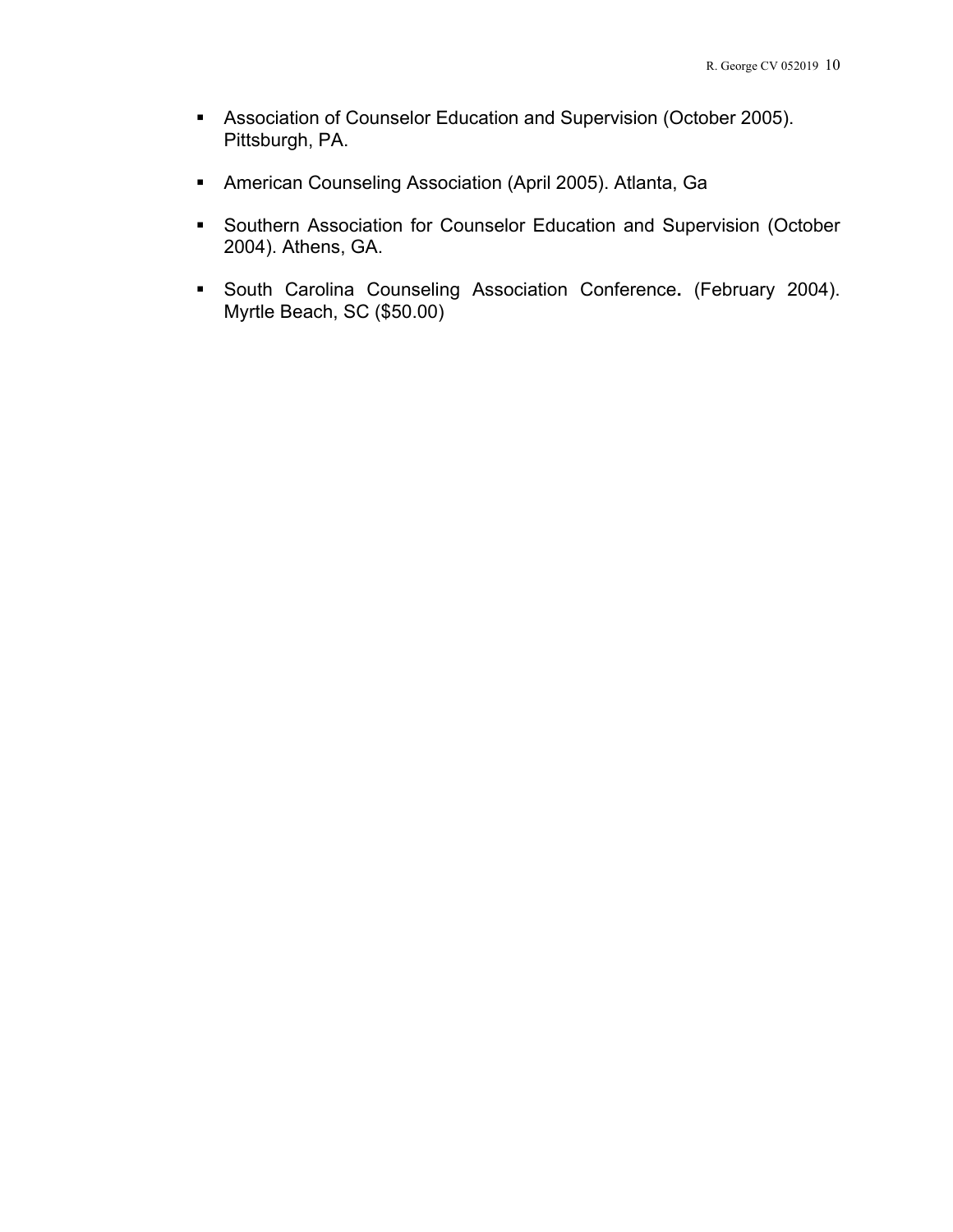- Association of Counselor Education and Supervision (October 2005). Pittsburgh, PA.
- American Counseling Association (April 2005). Atlanta, Ga
- Southern Association for Counselor Education and Supervision (October 2004). Athens, GA.
- South Carolina Counseling Association Conference**.** (February 2004). Myrtle Beach, SC ($50.00)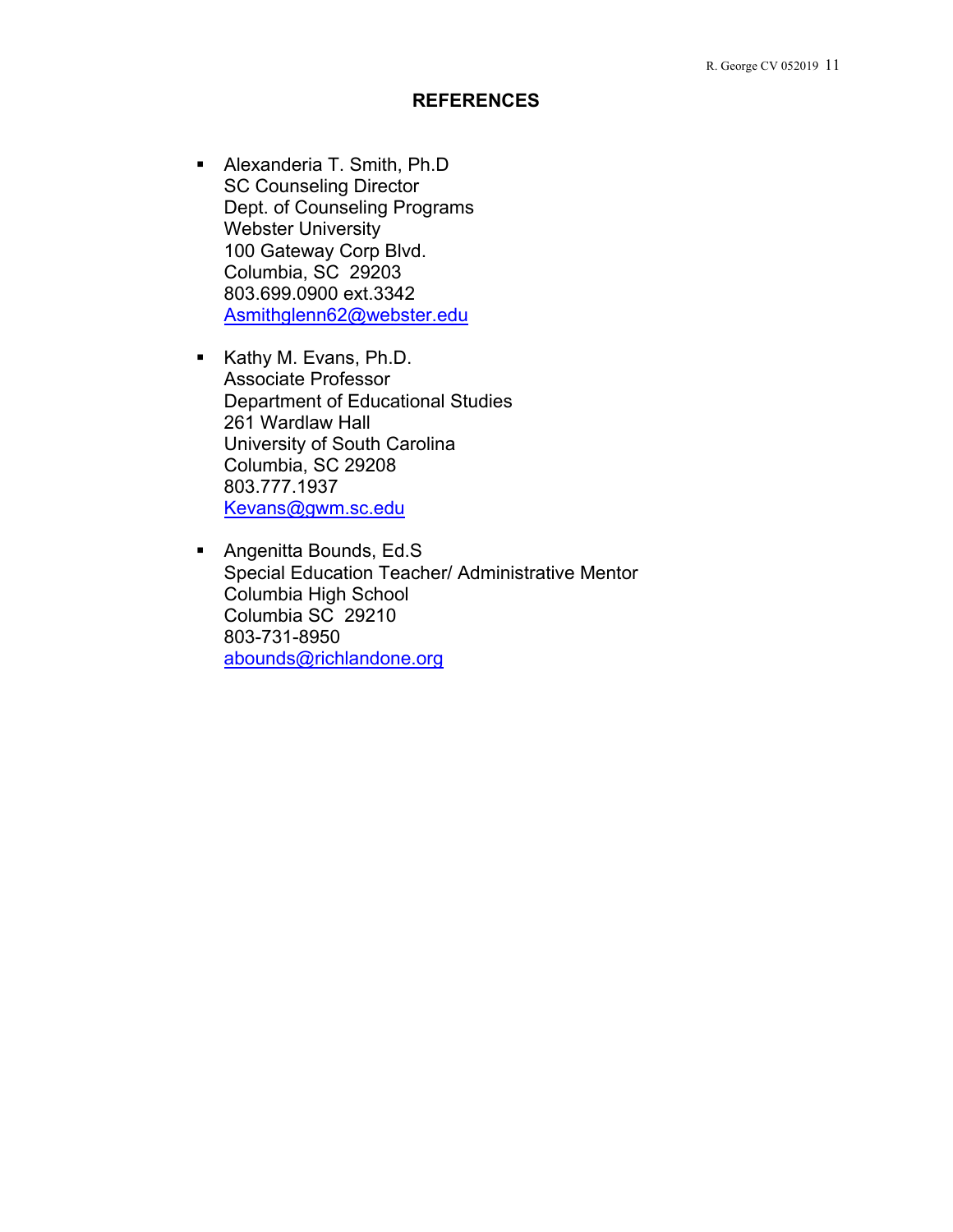## REFERENCES

- Alexanderia T. Smith, Ph.D
  SC Counseling Director
  Dept. of Counseling Programs
  Webster University
  100 Gateway Corp Blvd.
  Columbia, SC  29203
  803.699.0900 ext.3342
  Asmithglenn62@webster.edu

- Kathy M. Evans, Ph.D.
  Associate Professor
  Department of Educational Studies
  261 Wardlaw Hall
  University of South Carolina
  Columbia, SC 29208
  803.777.1937
  Kevans@gwm.sc.edu

- Angenitta Bounds, Ed.S
  Special Education Teacher/ Administrative Mentor
  Columbia High School
  Columbia SC  29210
  803-731-8950
  abounds@richlandone.org